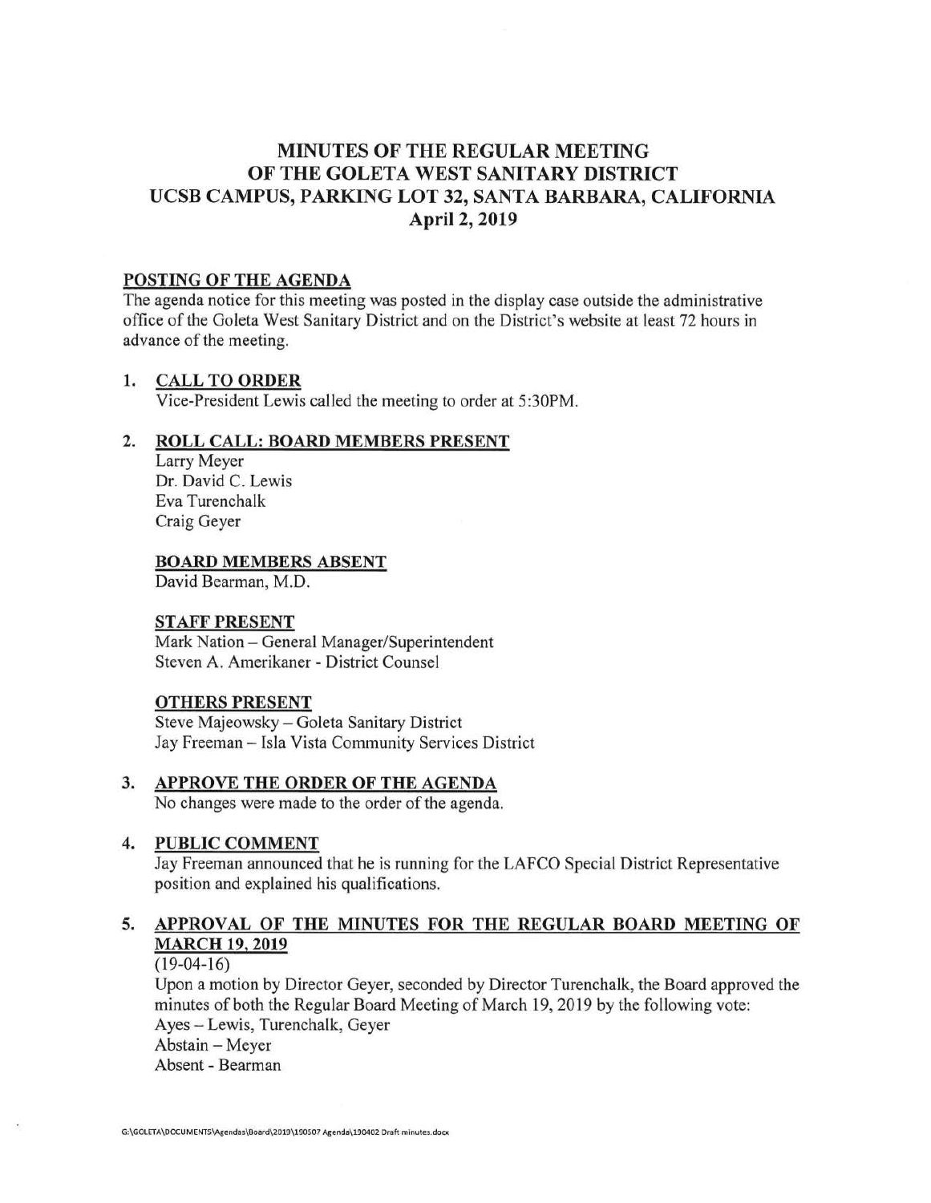# MINUTES OF THE REGULAR MEETING OF THE GOLETA WEST SANITARY DISTRICT UCSB CAMPUS, PARKING LOT 32, SANTA BARBARA, CALIFORNIA April 2, 2019

## POSTING OF THE AGENDA

The agenda notice for this meeting was posted in the display case outside the administrative office of the Goleta West Sanitary District and on the District's website at least 72 hours in advance of the meeting.

## 1. CALL TO ORDER

Vice-President Lewis called the meeting to order at 5:30PM.

## 2. ROLL CALL: BOARD MEMBERS PRESENT

Larry Meyer
Dr. David C. Lewis
Eva Turenchalk
Craig Geyer

### BOARD MEMBERS ABSENT

David Bearman, M.D.

### STAFF PRESENT

Mark Nation – General Manager/Superintendent
Steven A. Amerikaner - District Counsel

### OTHERS PRESENT

Steve Majeowsky – Goleta Sanitary District
Jay Freeman – Isla Vista Community Services District

## 3. APPROVE THE ORDER OF THE AGENDA

No changes were made to the order of the agenda.

## 4. PUBLIC COMMENT

Jay Freeman announced that he is running for the LAFCO Special District Representative position and explained his qualifications.

## 5. APPROVAL OF THE MINUTES FOR THE REGULAR BOARD MEETING OF MARCH 19, 2019

(19-04-16)

Upon a motion by Director Geyer, seconded by Director Turenchalk, the Board approved the minutes of both the Regular Board Meeting of March 19, 2019 by the following vote:

Ayes – Lewis, Turenchalk, Geyer
Abstain – Meyer
Absent - Bearman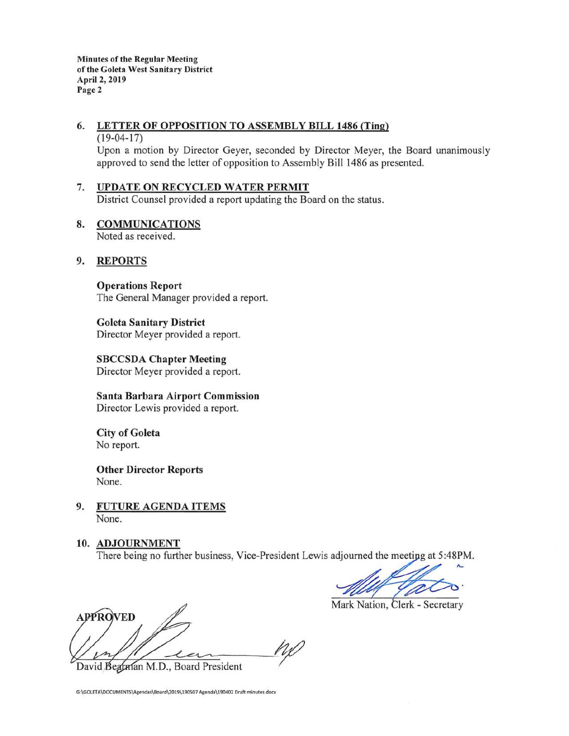Minutes of the Regular Meeting
of the Goleta West Sanitary District
April 2, 2019
Page 2

6. **LETTER OF OPPOSITION TO ASSEMBLY BILL 1486 (Ting)**
   (19-04-17)
   Upon a motion by Director Geyer, seconded by Director Meyer, the Board unanimously approved to send the letter of opposition to Assembly Bill 1486 as presented.

7. **UPDATE ON RECYCLED WATER PERMIT**
   District Counsel provided a report updating the Board on the status.

8. **COMMUNICATIONS**
   Noted as received.

9. **REPORTS**

   **Operations Report**
   The General Manager provided a report.

   **Goleta Sanitary District**
   Director Meyer provided a report.

   **SBCCSDA Chapter Meeting**
   Director Meyer provided a report.

   **Santa Barbara Airport Commission**
   Director Lewis provided a report.

   **City of Goleta**
   No report.

   **Other Director Reports**
   None.

9. **FUTURE AGENDA ITEMS**
   None.

10. **ADJOURNMENT**
    There being no further business, Vice-President Lewis adjourned the meeting at 5:48PM.

Mark Nation, Clerk - Secretary

APPROVED

David Bearman M.D., Board President

G:\GOLETA\DOCUMENTS\Agendas\Board\2019\190507 Agenda\190402 Draft minutes.docx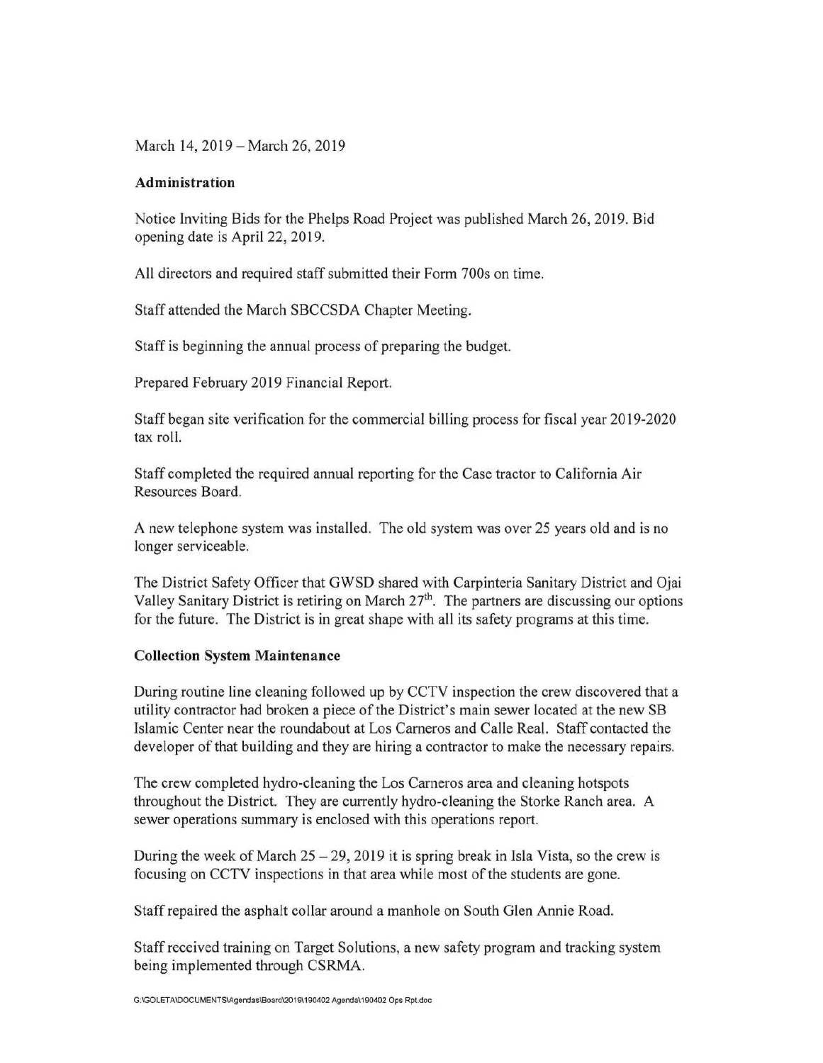March 14, 2019 – March 26, 2019

**Administration**

Notice Inviting Bids for the Phelps Road Project was published March 26, 2019. Bid opening date is April 22, 2019.

All directors and required staff submitted their Form 700s on time.

Staff attended the March SBCCSDA Chapter Meeting.

Staff is beginning the annual process of preparing the budget.

Prepared February 2019 Financial Report.

Staff began site verification for the commercial billing process for fiscal year 2019-2020 tax roll.

Staff completed the required annual reporting for the Case tractor to California Air Resources Board.

A new telephone system was installed. The old system was over 25 years old and is no longer serviceable.

The District Safety Officer that GWSD shared with Carpinteria Sanitary District and Ojai Valley Sanitary District is retiring on March 27th. The partners are discussing our options for the future. The District is in great shape with all its safety programs at this time.

**Collection System Maintenance**

During routine line cleaning followed up by CCTV inspection the crew discovered that a utility contractor had broken a piece of the District's main sewer located at the new SB Islamic Center near the roundabout at Los Carneros and Calle Real. Staff contacted the developer of that building and they are hiring a contractor to make the necessary repairs.

The crew completed hydro-cleaning the Los Carneros area and cleaning hotspots throughout the District. They are currently hydro-cleaning the Storke Ranch area. A sewer operations summary is enclosed with this operations report.

During the week of March 25 – 29, 2019 it is spring break in Isla Vista, so the crew is focusing on CCTV inspections in that area while most of the students are gone.

Staff repaired the asphalt collar around a manhole on South Glen Annie Road.

Staff received training on Target Solutions, a new safety program and tracking system being implemented through CSRMA.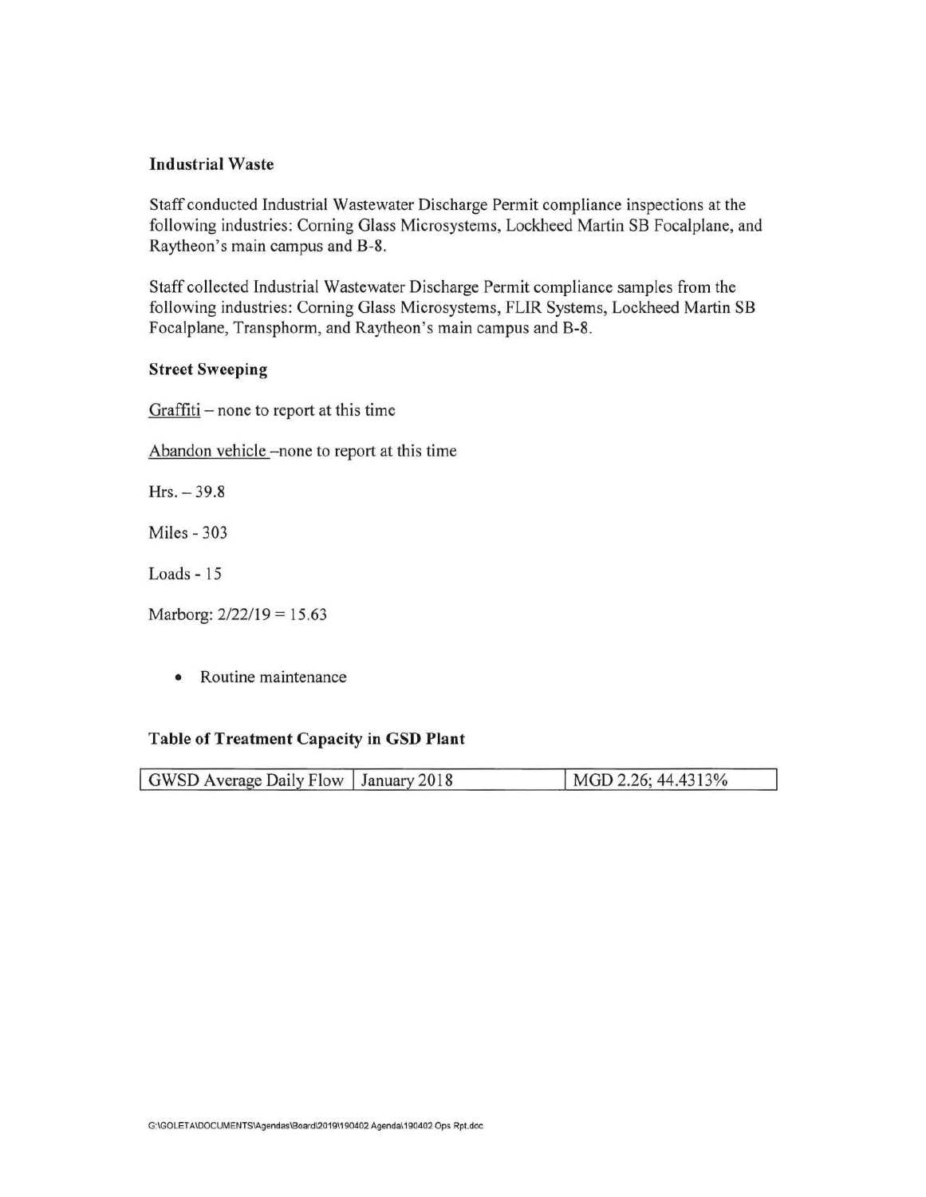### Industrial Waste

Staff conducted Industrial Wastewater Discharge Permit compliance inspections at the following industries: Corning Glass Microsystems, Lockheed Martin SB Focalplane, and Raytheon's main campus and B-8.

Staff collected Industrial Wastewater Discharge Permit compliance samples from the following industries: Corning Glass Microsystems, FLIR Systems, Lockheed Martin SB Focalplane, Transphorm, and Raytheon's main campus and B-8.

### Street Sweeping

Graffiti – none to report at this time

Abandon vehicle –none to report at this time

Hrs. – 39.8

Miles - 303

Loads - 15

Marborg: 2/22/19 = 15.63

- Routine maintenance

### Table of Treatment Capacity in GSD Plant

| GWSD Average Daily Flow | January 2018 | MGD 2.26; 44.4313% |
|---|---|---|

G:\GOLETA\DOCUMENTS\Agendas\Board\2019\190402 Agenda\190402 Ops Rpt.doc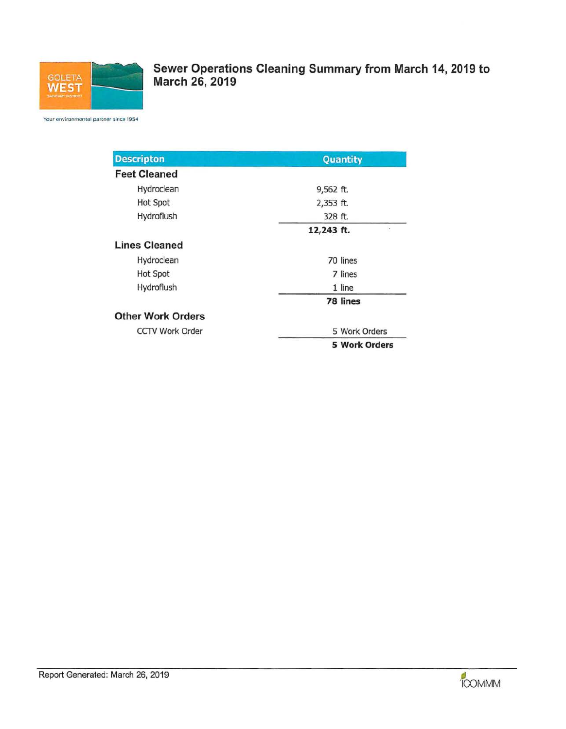# Sewer Operations Cleaning Summary from March 14, 2019 to March 26, 2019

GOLETA WEST SANITARY DISTRICT

Your environmental partner since 1954

| Descripton | Quantity |
|---|---|
| **Feet Cleaned** | |
| Hydroclean | 9,562 ft. |
| Hot Spot | 2,353 ft. |
| Hydroflush | 328 ft. |
| | **12,243 ft.** |
| **Lines Cleaned** | |
| Hydroclean | 70 lines |
| Hot Spot | 7 lines |
| Hydroflush | 1 line |
| | **78 lines** |
| **Other Work Orders** | |
| CCTV Work Order | 5 Work Orders |
| | **5 Work Orders** |

Report Generated: March 26, 2019

ICOMMM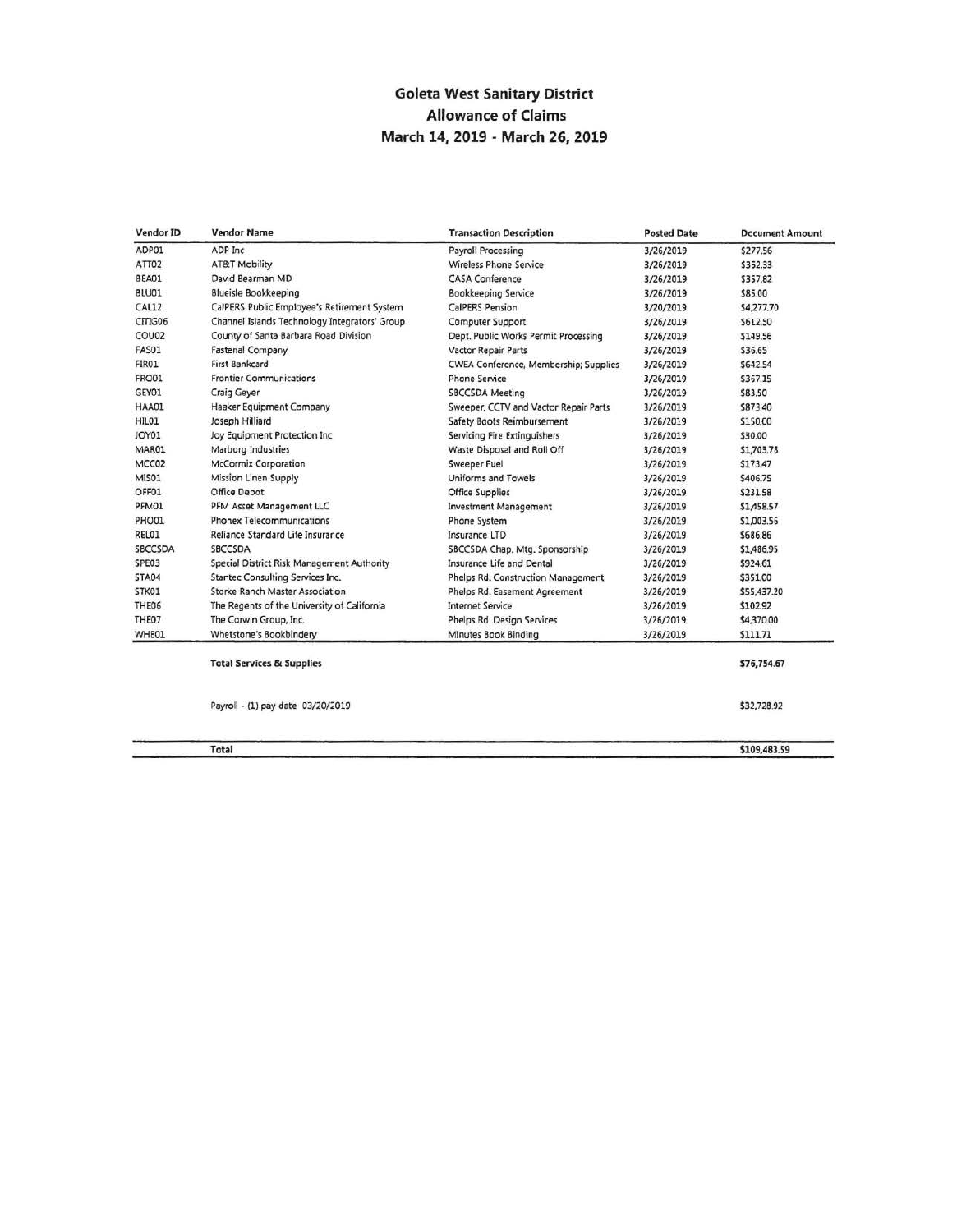# Goleta West Sanitary District
## Allowance of Claims
### March 14, 2019 - March 26, 2019

| Vendor ID | Vendor Name | Transaction Description | Posted Date | Document Amount |
|---|---|---|---|---|
| ADP01 | ADP Inc | Payroll Processing | 3/26/2019 | $277.56 |
| ATT02 | AT&T Mobility | Wireless Phone Service | 3/26/2019 | $362.33 |
| BEA01 | David Bearman MD | CASA Conference | 3/26/2019 | $357.82 |
| BLU01 | Blueisle Bookkeeping | Bookkeeping Service | 3/26/2019 | $85.00 |
| CAL12 | CalPERS Public Employee's Retirement System | CalPERS Pension | 3/20/2019 | $4,277.70 |
| CITIG06 | Channel Islands Technology Integrators' Group | Computer Support | 3/26/2019 | $612.50 |
| COU02 | County of Santa Barbara Road Division | Dept. Public Works Permit Processing | 3/26/2019 | $149.56 |
| FAS01 | Fastenal Company | Vactor Repair Parts | 3/26/2019 | $36.65 |
| FIR01 | First Bankcard | CWEA Conference, Membership; Supplies | 3/26/2019 | $642.54 |
| FRO01 | Frontier Communications | Phone Service | 3/26/2019 | $367.15 |
| GEY01 | Craig Geyer | SBCCSDA Meeting | 3/26/2019 | $83.50 |
| HAA01 | Haaker Equipment Company | Sweeper, CCTV and Vactor Repair Parts | 3/26/2019 | $873.40 |
| HIL01 | Joseph Hilliard | Safety Boots Reimbursement | 3/26/2019 | $150.00 |
| JOY01 | Joy Equipment Protection Inc | Servicing Fire Extinguishers | 3/26/2019 | $30.00 |
| MAR01 | Marborg Industries | Waste Disposal and Roll Off | 3/26/2019 | $1,703.78 |
| MCC02 | McCormix Corporation | Sweeper Fuel | 3/26/2019 | $173.47 |
| MIS01 | Mission Linen Supply | Uniforms and Towels | 3/26/2019 | $406.75 |
| OFF01 | Office Depot | Office Supplies | 3/26/2019 | $231.58 |
| PFM01 | PFM Asset Management LLC | Investment Management | 3/26/2019 | $1,458.57 |
| PHO01 | Phonex Telecommunications | Phone System | 3/26/2019 | $1,003.56 |
| REL01 | Reliance Standard Life Insurance | Insurance LTD | 3/26/2019 | $686.86 |
| SBCCSDA | SBCCSDA | SBCCSDA Chap. Mtg. Sponsorship | 3/26/2019 | $1,486.95 |
| SPE03 | Special District Risk Management Authority | Insurance Life and Dental | 3/26/2019 | $924.61 |
| STA04 | Stantec Consulting Services Inc. | Phelps Rd. Construction Management | 3/26/2019 | $351.00 |
| STK01 | Storke Ranch Master Association | Phelps Rd. Easement Agreement | 3/26/2019 | $55,437.20 |
| THE06 | The Regents of the University of California | Internet Service | 3/26/2019 | $102.92 |
| THE07 | The Corwin Group, Inc. | Phelps Rd. Design Services | 3/26/2019 | $4,370.00 |
| WHE01 | Whetstone's Bookbindery | Minutes Book Binding | 3/26/2019 | $111.71 |
| | **Total Services & Supplies** | | | **$76,754.67** |
| | Payroll - (1) pay date 03/20/2019 | | | $32,728.92 |
| | **Total** | | | **$109,483.59** |